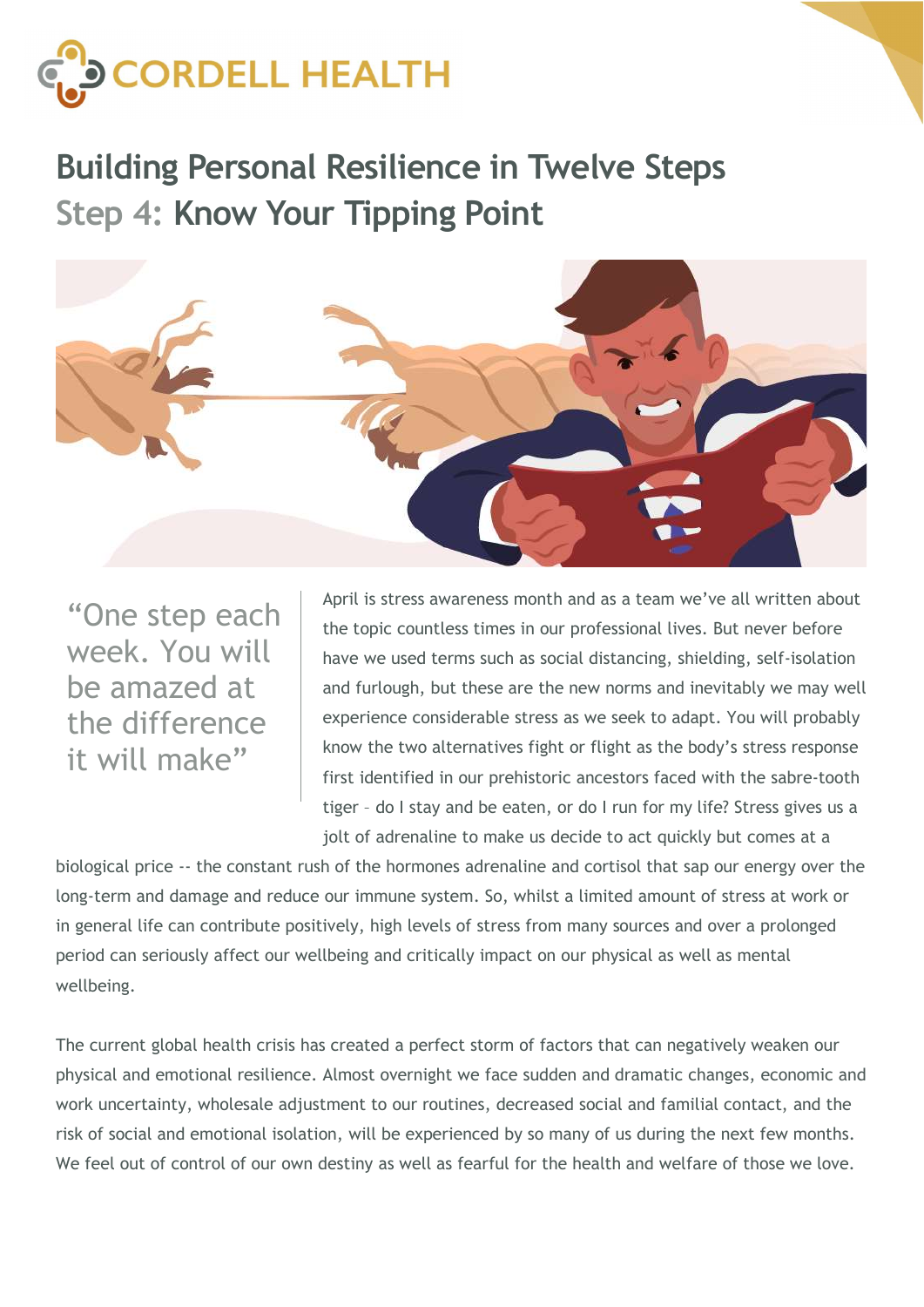CORDELL HEALTH

# Building Personal Resilience in Twelve Steps

## Step 4: Know Your Tipping Point

> "One step each week. You will be amazed at the difference it will make"

April is stress awareness month and as a team we've all written about the topic countless times in our professional lives. But never before have we used terms such as social distancing, shielding, self-isolation and furlough, but these are the new norms and inevitably we may well experience considerable stress as we seek to adapt. You will probably know the two alternatives fight or flight as the body's stress response first identified in our prehistoric ancestors faced with the sabre-tooth tiger – do I stay and be eaten, or do I run for my life? Stress gives us a jolt of adrenaline to make us decide to act quickly but comes at a biological price -- the constant rush of the hormones adrenaline and cortisol that sap our energy over the long-term and damage and reduce our immune system. So, whilst a limited amount of stress at work or in general life can contribute positively, high levels of stress from many sources and over a prolonged period can seriously affect our wellbeing and critically impact on our physical as well as mental wellbeing.

The current global health crisis has created a perfect storm of factors that can negatively weaken our physical and emotional resilience. Almost overnight we face sudden and dramatic changes, economic and work uncertainty, wholesale adjustment to our routines, decreased social and familial contact, and the risk of social and emotional isolation, will be experienced by so many of us during the next few months. We feel out of control of our own destiny as well as fearful for the health and welfare of those we love.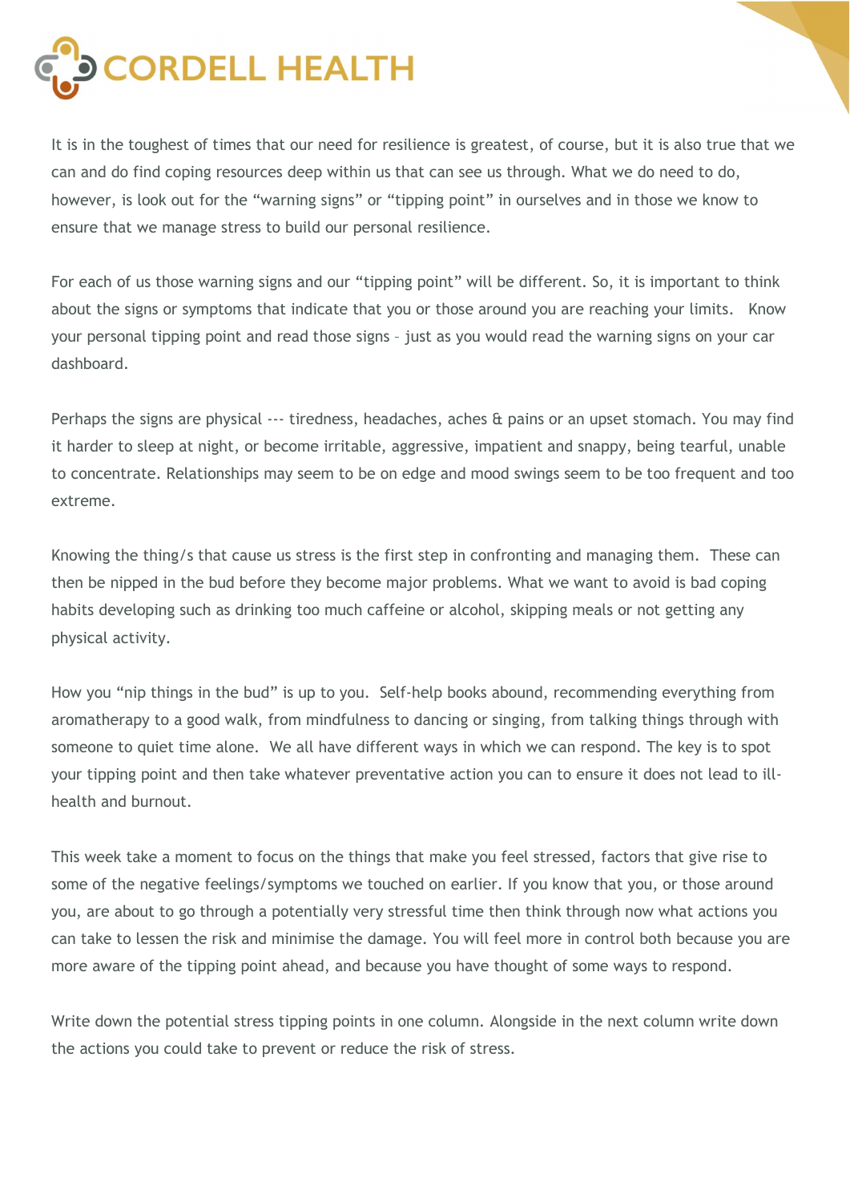It is in the toughest of times that our need for resilience is greatest, of course, but it is also true that we can and do find coping resources deep within us that can see us through. What we do need to do, however, is look out for the "warning signs" or "tipping point" in ourselves and in those we know to ensure that we manage stress to build our personal resilience.

For each of us those warning signs and our "tipping point" will be different. So, it is important to think about the signs or symptoms that indicate that you or those around you are reaching your limits. Know your personal tipping point and read those signs – just as you would read the warning signs on your car dashboard.

Perhaps the signs are physical --- tiredness, headaches, aches & pains or an upset stomach. You may find it harder to sleep at night, or become irritable, aggressive, impatient and snappy, being tearful, unable to concentrate. Relationships may seem to be on edge and mood swings seem to be too frequent and too extreme.

Knowing the thing/s that cause us stress is the first step in confronting and managing them. These can then be nipped in the bud before they become major problems. What we want to avoid is bad coping habits developing such as drinking too much caffeine or alcohol, skipping meals or not getting any physical activity.

How you "nip things in the bud" is up to you. Self-help books abound, recommending everything from aromatherapy to a good walk, from mindfulness to dancing or singing, from talking things through with someone to quiet time alone. We all have different ways in which we can respond. The key is to spot your tipping point and then take whatever preventative action you can to ensure it does not lead to ill-health and burnout.

This week take a moment to focus on the things that make you feel stressed, factors that give rise to some of the negative feelings/symptoms we touched on earlier. If you know that you, or those around you, are about to go through a potentially very stressful time then think through now what actions you can take to lessen the risk and minimise the damage. You will feel more in control both because you are more aware of the tipping point ahead, and because you have thought of some ways to respond.

Write down the potential stress tipping points in one column. Alongside in the next column write down the actions you could take to prevent or reduce the risk of stress.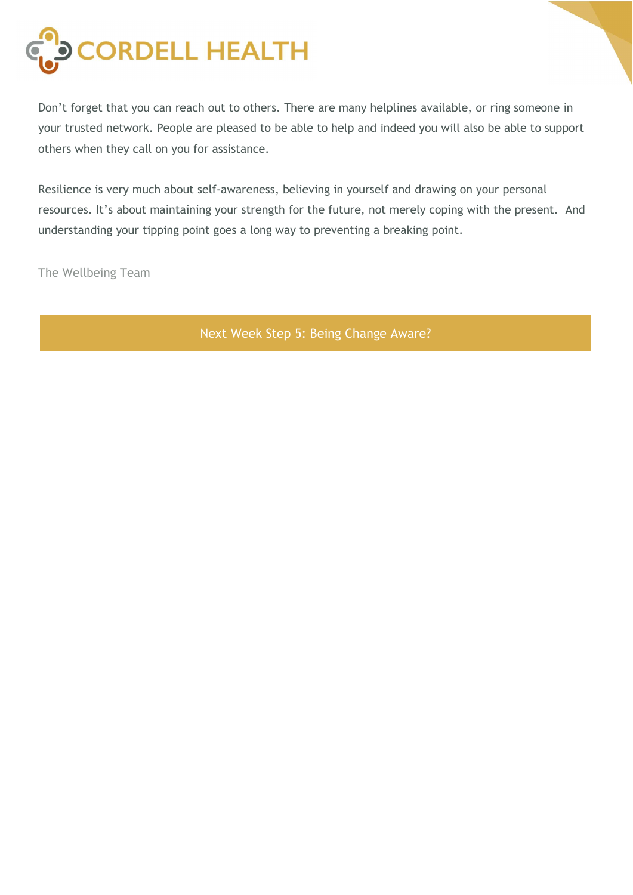Don't forget that you can reach out to others. There are many helplines available, or ring someone in your trusted network. People are pleased to be able to help and indeed you will also be able to support others when they call on you for assistance.

Resilience is very much about self-awareness, believing in yourself and drawing on your personal resources. It's about maintaining your strength for the future, not merely coping with the present. And understanding your tipping point goes a long way to preventing a breaking point.

The Wellbeing Team

Next Week Step 5: Being Change Aware?